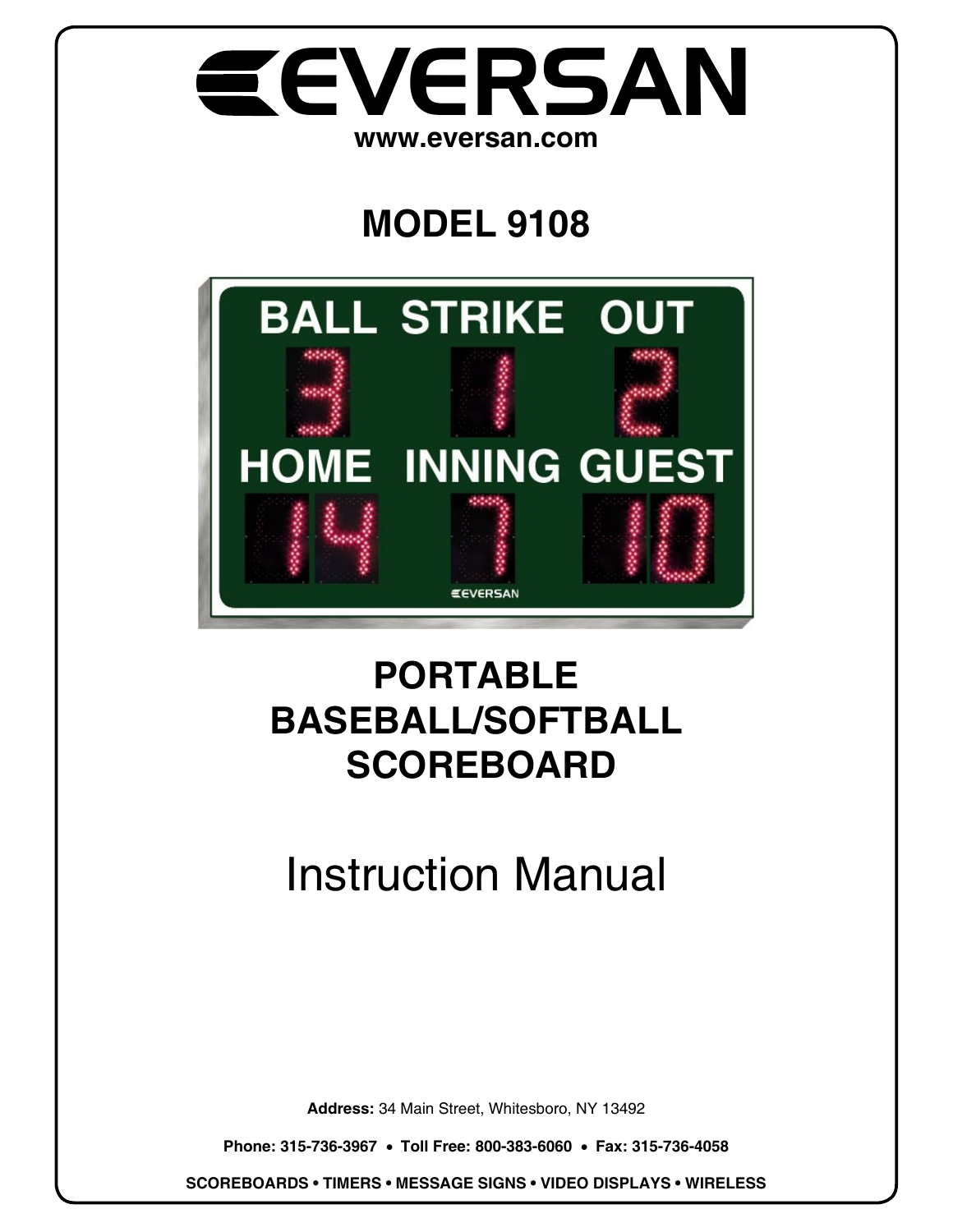# EVERSAN

**www.eversan.com**

## MODEL 9108

## PORTABLE BASEBALL/SOFTBALL SCOREBOARD

# Instruction Manual

**Address:** 34 Main Street, Whitesboro, NY 13492

**Phone: 315-736-3967 • Toll Free: 800-383-6060 • Fax: 315-736-4058**

**SCOREBOARDS • TIMERS • MESSAGE SIGNS • VIDEO DISPLAYS • WIRELESS**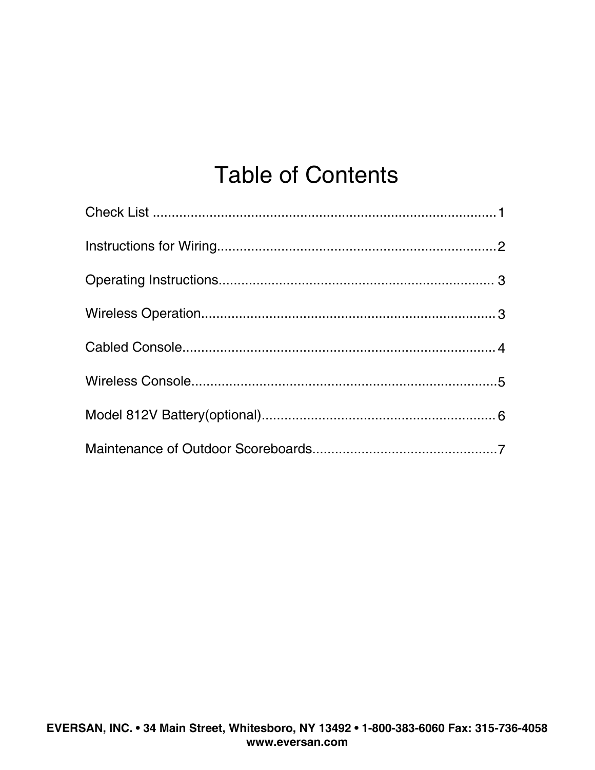# Table of Contents

Check List ........................................................................................1

Instructions for Wiring.........................................................................2

Operating Instructions......................................................................... 3

Wireless Operation..............................................................................3

Cabled Console...................................................................................4

Wireless Console.................................................................................5

Model 812V Battery(optional)..............................................................6

Maintenance of Outdoor Scoreboards.................................................7

**EVERSAN, INC. • 34 Main Street, Whitesboro, NY 13492 • 1-800-383-6060 Fax: 315-736-4058**
**www.eversan.com**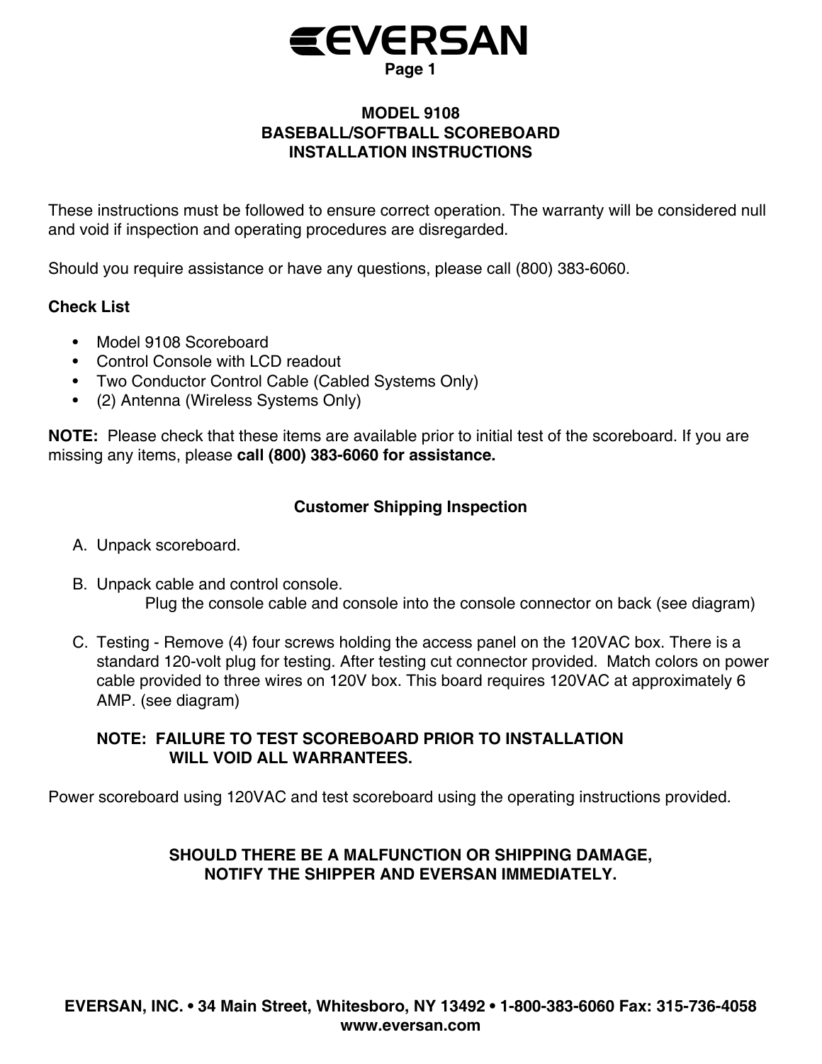**EVERSAN**

# MODEL 9108
# BASEBALL/SOFTBALL SCOREBOARD
# INSTALLATION INSTRUCTIONS

These instructions must be followed to ensure correct operation. The warranty will be considered null and void if inspection and operating procedures are disregarded.

Should you require assistance or have any questions, please call (800) 383-6060.

**Check List**

- Model 9108 Scoreboard
- Control Console with LCD readout
- Two Conductor Control Cable (Cabled Systems Only)
- (2) Antenna (Wireless Systems Only)

**NOTE:** Please check that these items are available prior to initial test of the scoreboard. If you are missing any items, please **call (800) 383-6060 for assistance.**

## Customer Shipping Inspection

A. Unpack scoreboard.

B. Unpack cable and control console.
Plug the console cable and console into the console connector on back (see diagram)

C. Testing - Remove (4) four screws holding the access panel on the 120VAC box. There is a standard 120-volt plug for testing. After testing cut connector provided. Match colors on power cable provided to three wires on 120V box. This board requires 120VAC at approximately 6 AMP. (see diagram)

**NOTE: FAILURE TO TEST SCOREBOARD PRIOR TO INSTALLATION WILL VOID ALL WARRANTEES.**

Power scoreboard using 120VAC and test scoreboard using the operating instructions provided.

**SHOULD THERE BE A MALFUNCTION OR SHIPPING DAMAGE, NOTIFY THE SHIPPER AND EVERSAN IMMEDIATELY.**

**EVERSAN, INC. • 34 Main Street, Whitesboro, NY 13492 • 1-800-383-6060 Fax: 315-736-4058**
**www.eversan.com**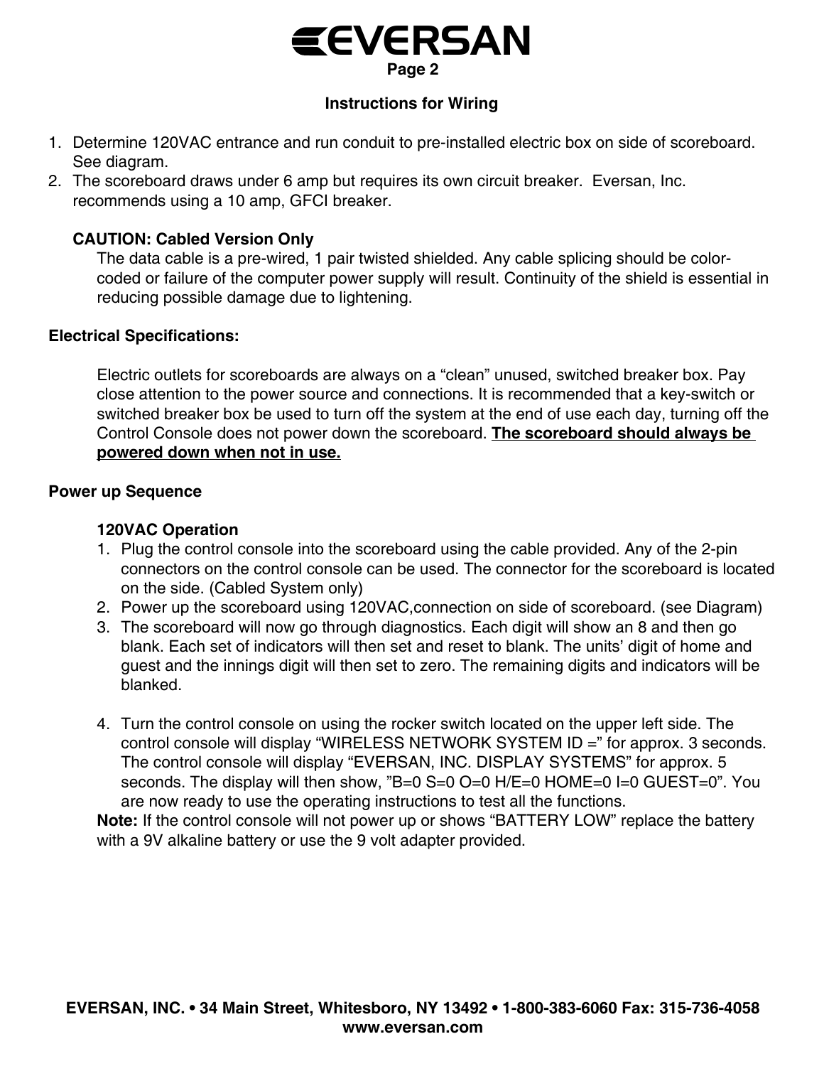## Instructions for Wiring

1. Determine 120VAC entrance and run conduit to pre-installed electric box on side of scoreboard. See diagram.
2. The scoreboard draws under 6 amp but requires its own circuit breaker. Eversan, Inc. recommends using a 10 amp, GFCI breaker.

**CAUTION: Cabled Version Only**

The data cable is a pre-wired, 1 pair twisted shielded. Any cable splicing should be color-coded or failure of the computer power supply will result. Continuity of the shield is essential in reducing possible damage due to lightening.

### Electrical Specifications:

Electric outlets for scoreboards are always on a "clean" unused, switched breaker box. Pay close attention to the power source and connections. It is recommended that a key-switch or switched breaker box be used to turn off the system at the end of use each day, turning off the Control Console does not power down the scoreboard. **The scoreboard should always be powered down when not in use.**

### Power up Sequence

**120VAC Operation**

1. Plug the control console into the scoreboard using the cable provided. Any of the 2-pin connectors on the control console can be used. The connector for the scoreboard is located on the side. (Cabled System only)
2. Power up the scoreboard using 120VAC,connection on side of scoreboard. (see Diagram)
3. The scoreboard will now go through diagnostics. Each digit will show an 8 and then go blank. Each set of indicators will then set and reset to blank. The units' digit of home and guest and the innings digit will then set to zero. The remaining digits and indicators will be blanked.
4. Turn the control console on using the rocker switch located on the upper left side. The control console will display "WIRELESS NETWORK SYSTEM ID =" for approx. 3 seconds. The control console will display "EVERSAN, INC. DISPLAY SYSTEMS" for approx. 5 seconds. The display will then show, "B=0 S=0 O=0 H/E=0 HOME=0 I=0 GUEST=0". You are now ready to use the operating instructions to test all the functions.

**Note:** If the control console will not power up or shows "BATTERY LOW" replace the battery with a 9V alkaline battery or use the 9 volt adapter provided.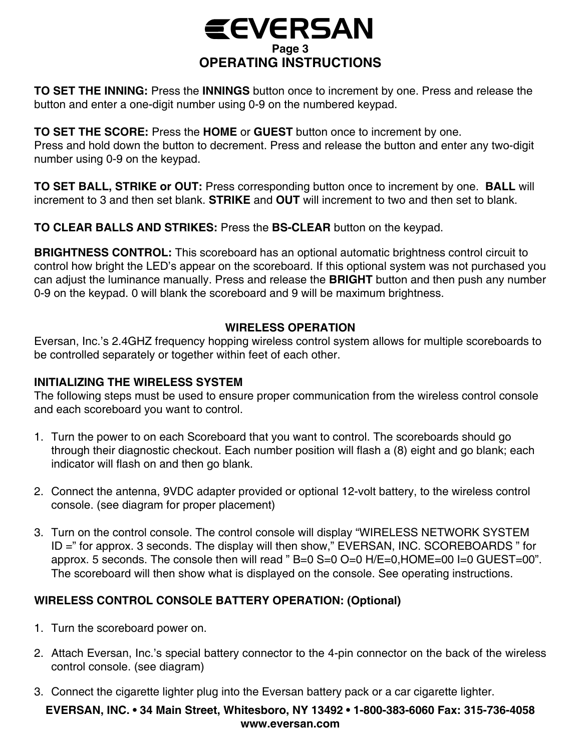## OPERATING INSTRUCTIONS

**TO SET THE INNING:** Press the **INNINGS** button once to increment by one. Press and release the button and enter a one-digit number using 0-9 on the numbered keypad.

**TO SET THE SCORE:** Press the **HOME** or **GUEST** button once to increment by one.
Press and hold down the button to decrement. Press and release the button and enter any two-digit number using 0-9 on the keypad.

**TO SET BALL, STRIKE or OUT:** Press corresponding button once to increment by one. **BALL** will increment to 3 and then set blank. **STRIKE** and **OUT** will increment to two and then set to blank.

**TO CLEAR BALLS AND STRIKES:** Press the **BS-CLEAR** button on the keypad.

**BRIGHTNESS CONTROL:** This scoreboard has an optional automatic brightness control circuit to control how bright the LED's appear on the scoreboard. If this optional system was not purchased you can adjust the luminance manually. Press and release the **BRIGHT** button and then push any number 0-9 on the keypad. 0 will blank the scoreboard and 9 will be maximum brightness.

## WIRELESS OPERATION

Eversan, Inc.'s 2.4GHZ frequency hopping wireless control system allows for multiple scoreboards to be controlled separately or together within feet of each other.

### INITIALIZING THE WIRELESS SYSTEM

The following steps must be used to ensure proper communication from the wireless control console and each scoreboard you want to control.

1. Turn the power to on each Scoreboard that you want to control. The scoreboards should go through their diagnostic checkout. Each number position will flash a (8) eight and go blank; each indicator will flash on and then go blank.

2. Connect the antenna, 9VDC adapter provided or optional 12-volt battery, to the wireless control console. (see diagram for proper placement)

3. Turn on the control console. The control console will display "WIRELESS NETWORK SYSTEM ID =" for approx. 3 seconds. The display will then show," EVERSAN, INC. SCOREBOARDS " for approx. 5 seconds. The console then will read " B=0 S=0 O=0 H/E=0,HOME=00 I=0 GUEST=00". The scoreboard will then show what is displayed on the console. See operating instructions.

### WIRELESS CONTROL CONSOLE BATTERY OPERATION: (Optional)

1. Turn the scoreboard power on.

2. Attach Eversan, Inc.'s special battery connector to the 4-pin connector on the back of the wireless control console. (see diagram)

3. Connect the cigarette lighter plug into the Eversan battery pack or a car cigarette lighter.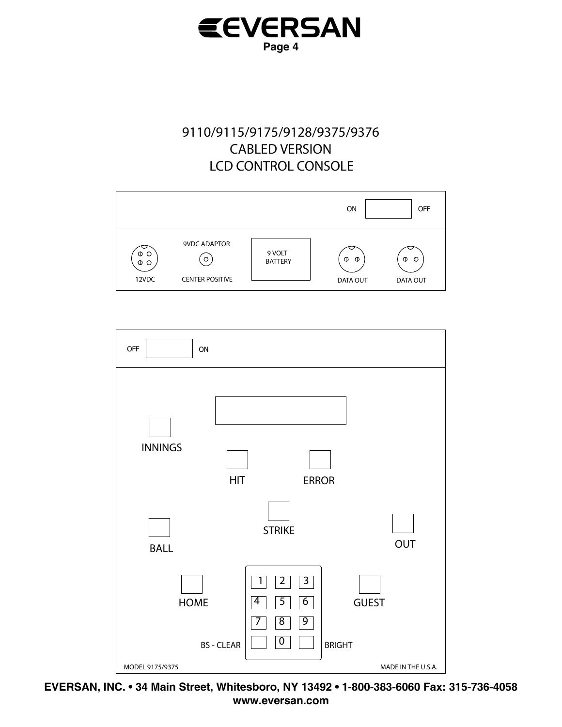# 9110/9115/9175/9128/9375/9376
# CABLED VERSION
# LCD CONTROL CONSOLE

ON OFF

12VDC

9VDC ADAPTOR

CENTER POSITIVE

9 VOLT BATTERY

DATA OUT

DATA OUT

OFF ON

INNINGS

HIT

ERROR

STRIKE

BALL

OUT

HOME

GUEST

1 2 3

4 5 6

7 8 9

BS - CLEAR 0 BRIGHT

MODEL 9175/9375

MADE IN THE U.S.A.

**EVERSAN, INC. • 34 Main Street, Whitesboro, NY 13492 • 1-800-383-6060 Fax: 315-736-4058**
**www.eversan.com**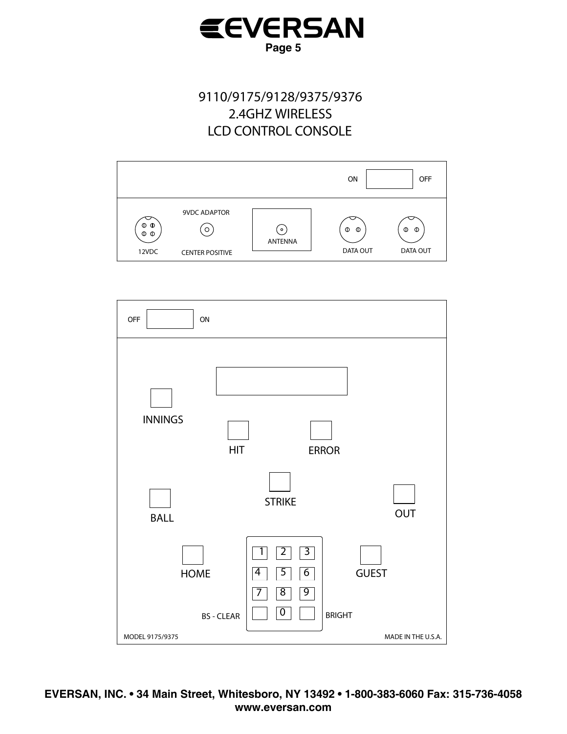# 9110/9175/9128/9375/9376
# 2.4GHZ WIRELESS
# LCD CONTROL CONSOLE

ON OFF

9VDC ADAPTOR

12VDC

CENTER POSITIVE

ANTENNA

DATA OUT

DATA OUT

OFF ON

INNINGS

HIT

ERROR

STRIKE

BALL

OUT

HOME

GUEST

1 2 3

4 5 6

7 8 9

0

BS - CLEAR

BRIGHT

MODEL 9175/9375

MADE IN THE U.S.A.

EVERSAN, INC. • 34 Main Street, Whitesboro, NY 13492 • 1-800-383-6060 Fax: 315-736-4058
www.eversan.com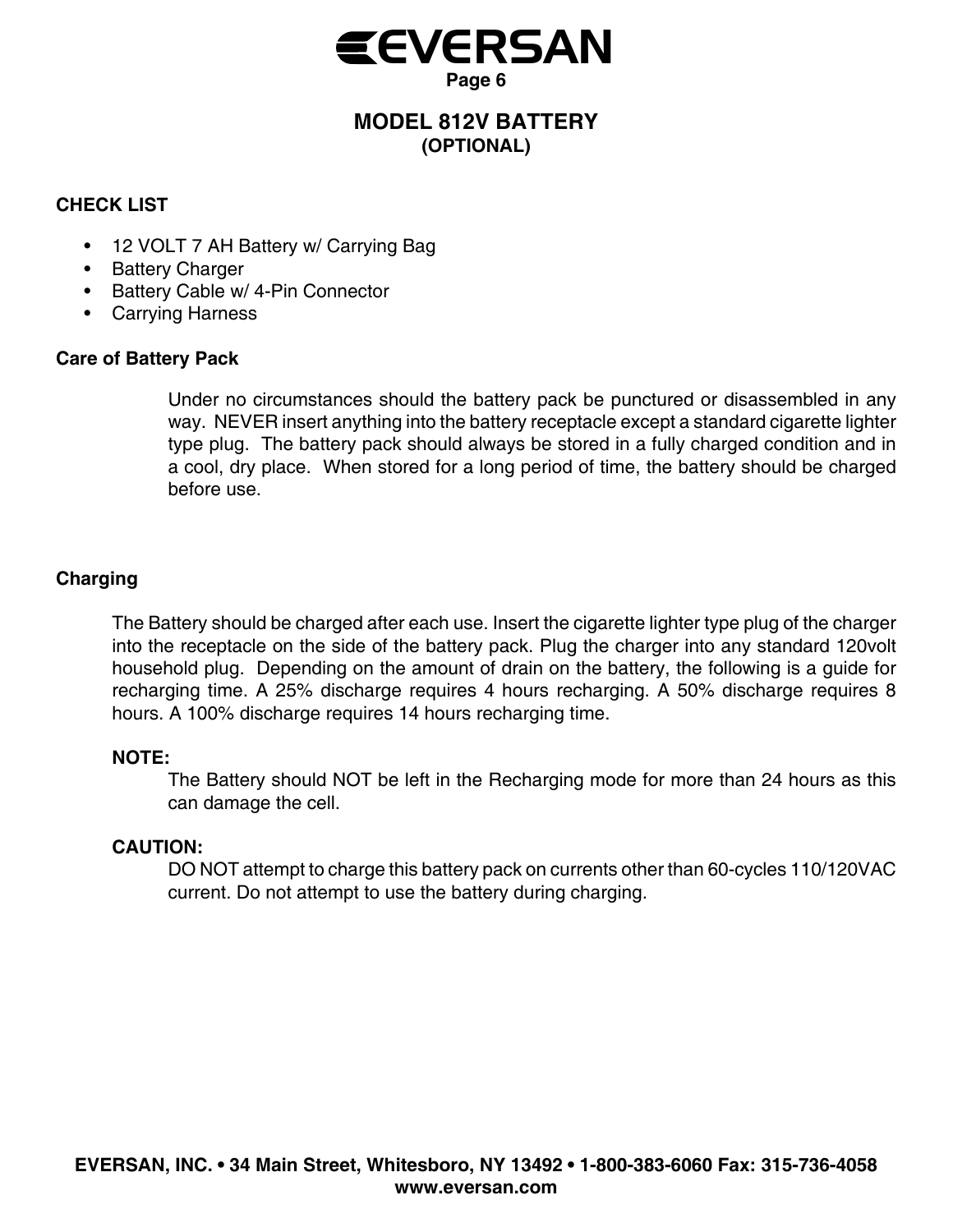# MODEL 812V BATTERY
## (OPTIONAL)

### CHECK LIST

- 12 VOLT 7 AH Battery w/ Carrying Bag
- Battery Charger
- Battery Cable w/ 4-Pin Connector
- Carrying Harness

### Care of Battery Pack

Under no circumstances should the battery pack be punctured or disassembled in any way. NEVER insert anything into the battery receptacle except a standard cigarette lighter type plug. The battery pack should always be stored in a fully charged condition and in a cool, dry place. When stored for a long period of time, the battery should be charged before use.

### Charging

The Battery should be charged after each use. Insert the cigarette lighter type plug of the charger into the receptacle on the side of the battery pack. Plug the charger into any standard 120volt household plug. Depending on the amount of drain on the battery, the following is a guide for recharging time. A 25% discharge requires 4 hours recharging. A 50% discharge requires 8 hours. A 100% discharge requires 14 hours recharging time.

**NOTE:**

The Battery should NOT be left in the Recharging mode for more than 24 hours as this can damage the cell.

**CAUTION:**

DO NOT attempt to charge this battery pack on currents other than 60-cycles 110/120VAC current. Do not attempt to use the battery during charging.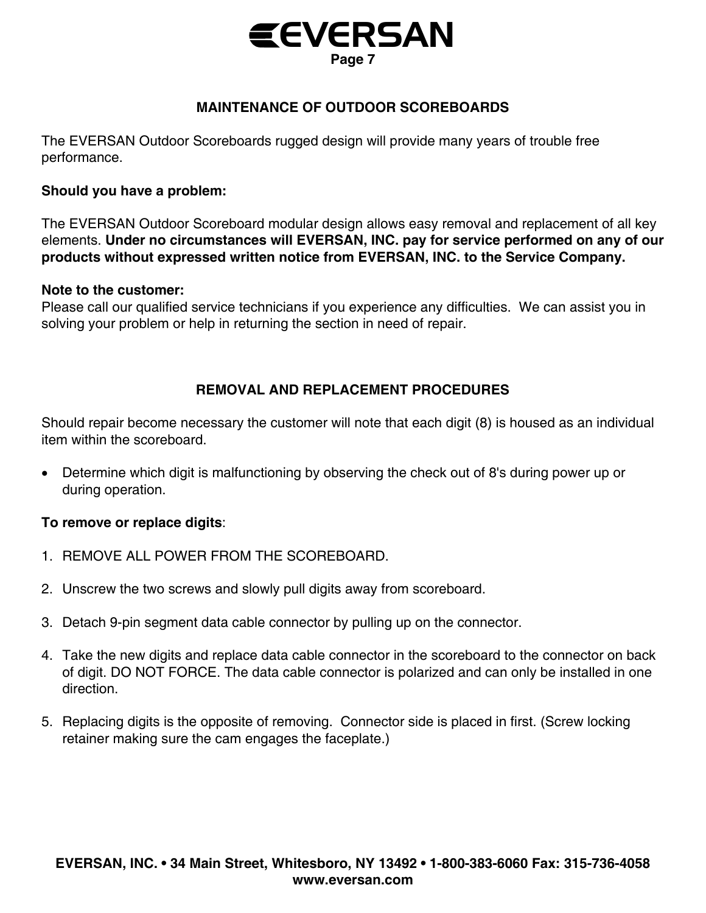## MAINTENANCE OF OUTDOOR SCOREBOARDS

The EVERSAN Outdoor Scoreboards rugged design will provide many years of trouble free performance.

**Should you have a problem:**

The EVERSAN Outdoor Scoreboard modular design allows easy removal and replacement of all key elements. **Under no circumstances will EVERSAN, INC. pay for service performed on any of our products without expressed written notice from EVERSAN, INC. to the Service Company.**

**Note to the customer:**
Please call our qualified service technicians if you experience any difficulties. We can assist you in solving your problem or help in returning the section in need of repair.

## REMOVAL AND REPLACEMENT PROCEDURES

Should repair become necessary the customer will note that each digit (8) is housed as an individual item within the scoreboard.

- Determine which digit is malfunctioning by observing the check out of 8's during power up or during operation.

**To remove or replace digits**:

1. REMOVE ALL POWER FROM THE SCOREBOARD.

2. Unscrew the two screws and slowly pull digits away from scoreboard.

3. Detach 9-pin segment data cable connector by pulling up on the connector.

4. Take the new digits and replace data cable connector in the scoreboard to the connector on back of digit. DO NOT FORCE. The data cable connector is polarized and can only be installed in one direction.

5. Replacing digits is the opposite of removing. Connector side is placed in first. (Screw locking retainer making sure the cam engages the faceplate.)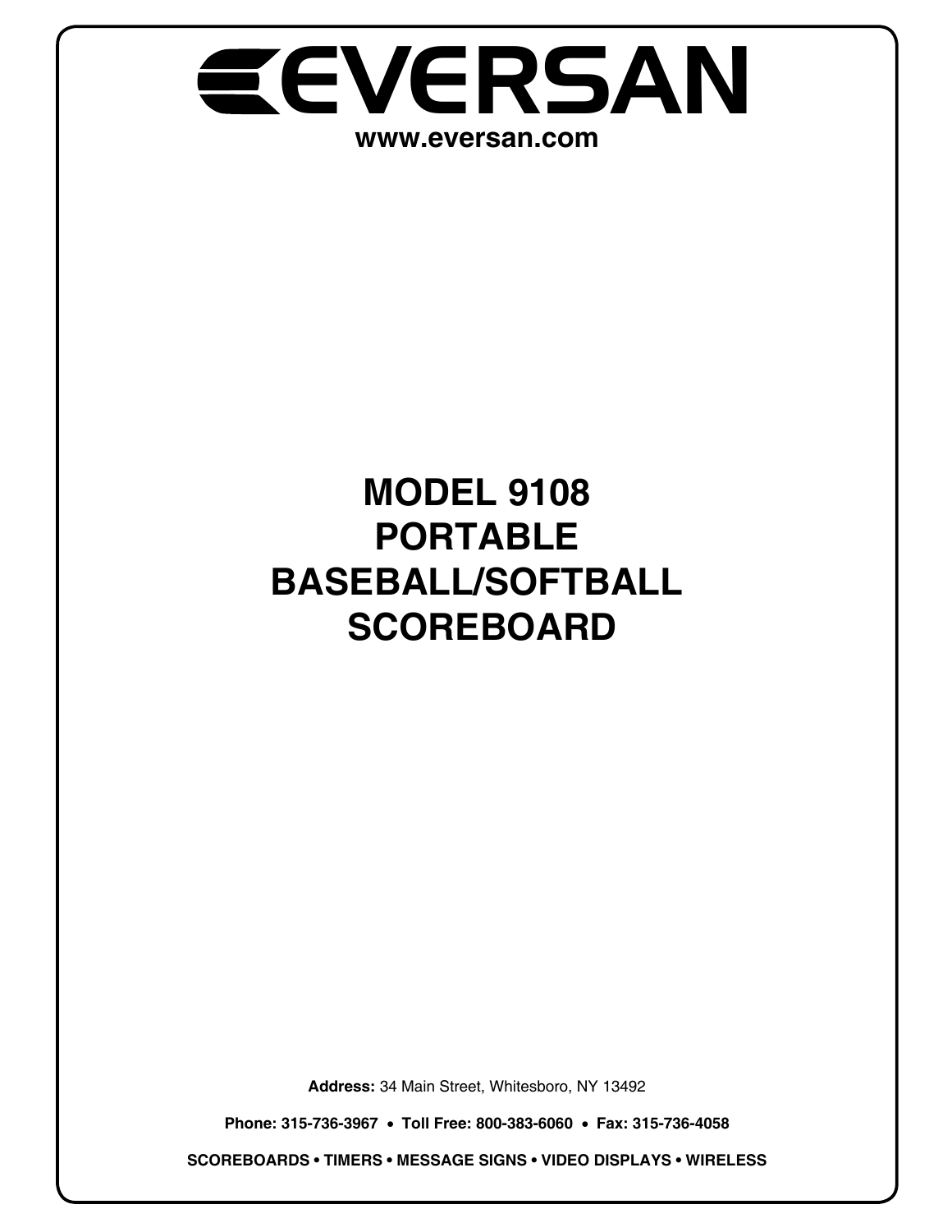# EVERSAN

**www.eversan.com**

# MODEL 9108
# PORTABLE
# BASEBALL/SOFTBALL
# SCOREBOARD

**Address:** 34 Main Street, Whitesboro, NY 13492

**Phone: 315-736-3967 • Toll Free: 800-383-6060 • Fax: 315-736-4058**

**SCOREBOARDS • TIMERS • MESSAGE SIGNS • VIDEO DISPLAYS • WIRELESS**